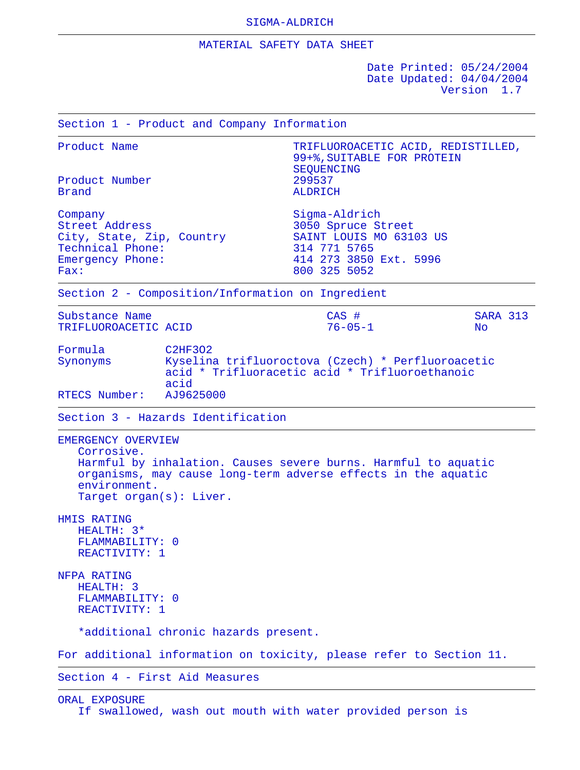SIGMA-ALDRICH

# MATERIAL SAFETY DATA SHEET

Date Printed: 05/24/2004
Date Updated: 04/04/2004
Version 1.7

## Section 1 - Product and Company Information

| | |
|---|---|
| Product Name | TRIFLUOROACETIC ACID, REDISTILLED, 99+%,SUITABLE FOR PROTEIN SEQUENCING |
| Product Number | 299537 |
| Brand | ALDRICH |
| Company | Sigma-Aldrich |
| Street Address | 3050 Spruce Street |
| City, State, Zip, Country | SAINT LOUIS MO 63103 US |
| Technical Phone: | 314 771 5765 |
| Emergency Phone: | 414 273 3850 Ext. 5996 |
| Fax: | 800 325 5052 |

## Section 2 - Composition/Information on Ingredient

| Substance Name | CAS # | SARA 313 |
|---|---|---|
| TRIFLUOROACETIC ACID | 76-05-1 | No |

Formula: $C2HF3O2$
Synonyms: Kyselina trifluoroctova (Czech) * Perfluoroacetic acid * Trifluoracetic acid * Trifluoroethanoic acid
RTECS Number: AJ9625000

## Section 3 - Hazards Identification

EMERGENCY OVERVIEW
Corrosive.
Harmful by inhalation. Causes severe burns. Harmful to aquatic organisms, may cause long-term adverse effects in the aquatic environment.
Target organ(s): Liver.

HMIS RATING
HEALTH: 3*
FLAMMABILITY: 0
REACTIVITY: 1

NFPA RATING
HEALTH: 3
FLAMMABILITY: 0
REACTIVITY: 1

*additional chronic hazards present.

For additional information on toxicity, please refer to Section 11.

## Section 4 - First Aid Measures

ORAL EXPOSURE
If swallowed, wash out mouth with water provided person is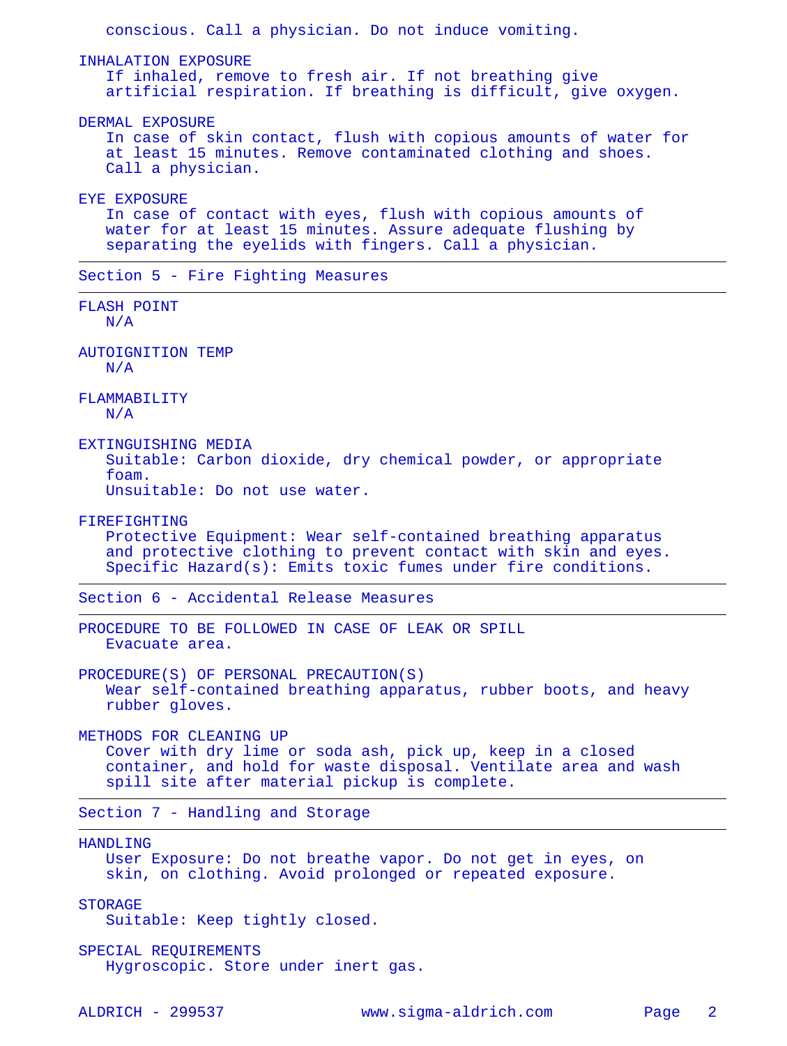conscious. Call a physician. Do not induce vomiting.

INHALATION EXPOSURE
If inhaled, remove to fresh air. If not breathing give artificial respiration. If breathing is difficult, give oxygen.

DERMAL EXPOSURE
In case of skin contact, flush with copious amounts of water for at least 15 minutes. Remove contaminated clothing and shoes. Call a physician.

EYE EXPOSURE
In case of contact with eyes, flush with copious amounts of water for at least 15 minutes. Assure adequate flushing by separating the eyelids with fingers. Call a physician.

## Section 5 - Fire Fighting Measures

FLASH POINT
N/A

AUTOIGNITION TEMP
N/A

FLAMMABILITY
N/A

EXTINGUISHING MEDIA
Suitable: Carbon dioxide, dry chemical powder, or appropriate foam.
Unsuitable: Do not use water.

FIREFIGHTING
Protective Equipment: Wear self-contained breathing apparatus and protective clothing to prevent contact with skin and eyes.
Specific Hazard(s): Emits toxic fumes under fire conditions.

## Section 6 - Accidental Release Measures

PROCEDURE TO BE FOLLOWED IN CASE OF LEAK OR SPILL
Evacuate area.

PROCEDURE(S) OF PERSONAL PRECAUTION(S)
Wear self-contained breathing apparatus, rubber boots, and heavy rubber gloves.

METHODS FOR CLEANING UP
Cover with dry lime or soda ash, pick up, keep in a closed container, and hold for waste disposal. Ventilate area and wash spill site after material pickup is complete.

## Section 7 - Handling and Storage

HANDLING
User Exposure: Do not breathe vapor. Do not get in eyes, on skin, on clothing. Avoid prolonged or repeated exposure.

STORAGE
Suitable: Keep tightly closed.

SPECIAL REQUIREMENTS
Hygroscopic. Store under inert gas.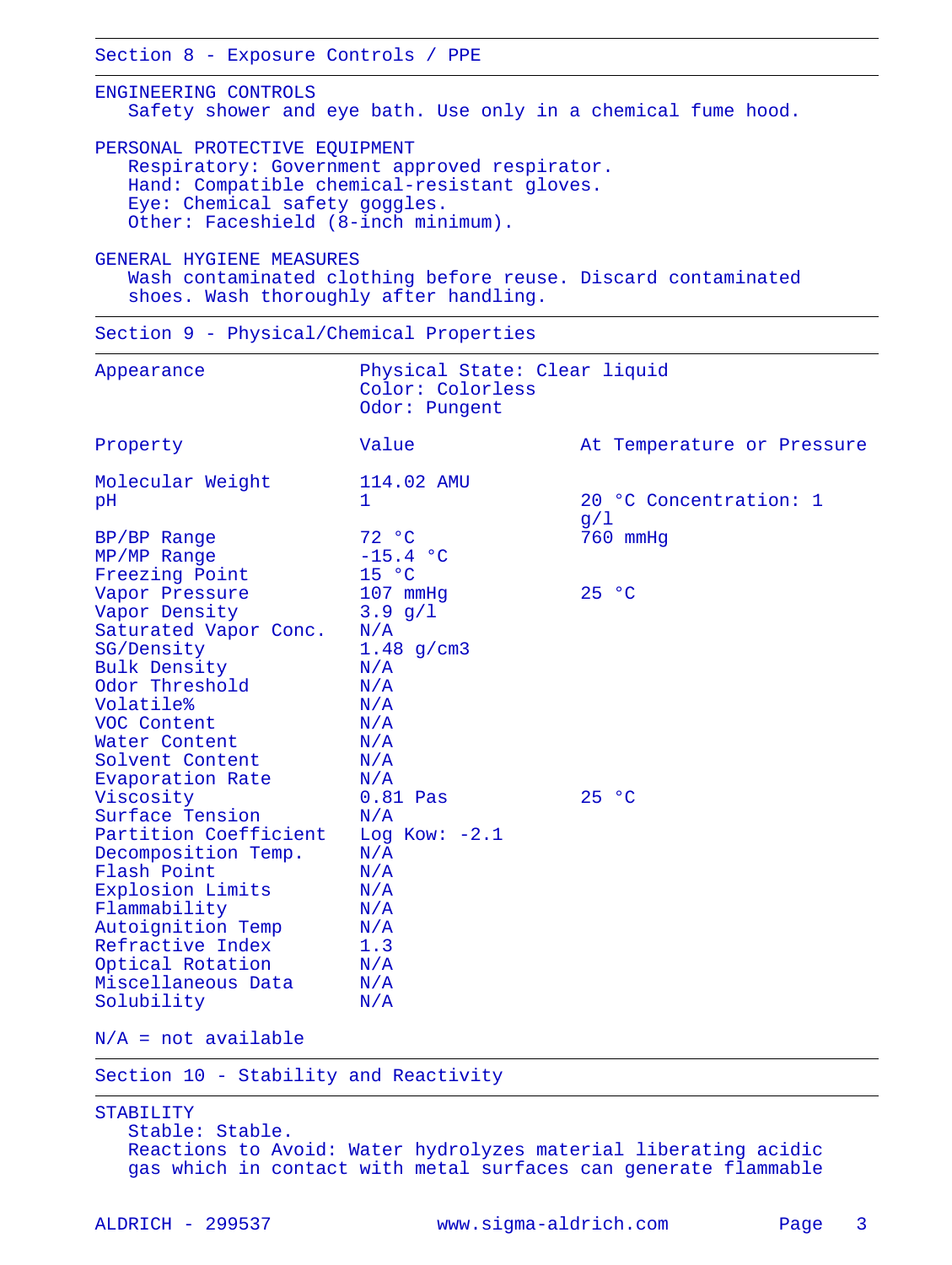## Section 8 - Exposure Controls / PPE

### ENGINEERING CONTROLS

Safety shower and eye bath. Use only in a chemical fume hood.

### PERSONAL PROTECTIVE EQUIPMENT

Respiratory: Government approved respirator.
Hand: Compatible chemical-resistant gloves.
Eye: Chemical safety goggles.
Other: Faceshield (8-inch minimum).

### GENERAL HYGIENE MEASURES

Wash contaminated clothing before reuse. Discard contaminated shoes. Wash thoroughly after handling.

## Section 9 - Physical/Chemical Properties

| Appearance | Physical State: Clear liquid<br>Color: Colorless<br>Odor: Pungent | |
|---|---|---|
| **Property** | **Value** | **At Temperature or Pressure** |
| Molecular Weight | 114.02 AMU | |
| pH | 1 | 20 °C Concentration: 1 g/l |
| BP/BP Range | 72 °C | 760 mmHg |
| MP/MP Range | -15.4 °C | |
| Freezing Point | 15 °C | |
| Vapor Pressure | 107 mmHg | 25 °C |
| Vapor Density | 3.9 g/l | |
| Saturated Vapor Conc. | N/A | |
| SG/Density | 1.48 g/cm3 | |
| Bulk Density | N/A | |
| Odor Threshold | N/A | |
| Volatile% | N/A | |
| VOC Content | N/A | |
| Water Content | N/A | |
| Solvent Content | N/A | |
| Evaporation Rate | N/A | |
| Viscosity | 0.81 Pas | 25 °C |
| Surface Tension | N/A | |
| Partition Coefficient | Log Kow: -2.1 | |
| Decomposition Temp. | N/A | |
| Flash Point | N/A | |
| Explosion Limits | N/A | |
| Flammability | N/A | |
| Autoignition Temp | N/A | |
| Refractive Index | 1.3 | |
| Optical Rotation | N/A | |
| Miscellaneous Data | N/A | |
| Solubility | N/A | |

N/A = not available

## Section 10 - Stability and Reactivity

### STABILITY

Stable: Stable.
Reactions to Avoid: Water hydrolyzes material liberating acidic gas which in contact with metal surfaces can generate flammable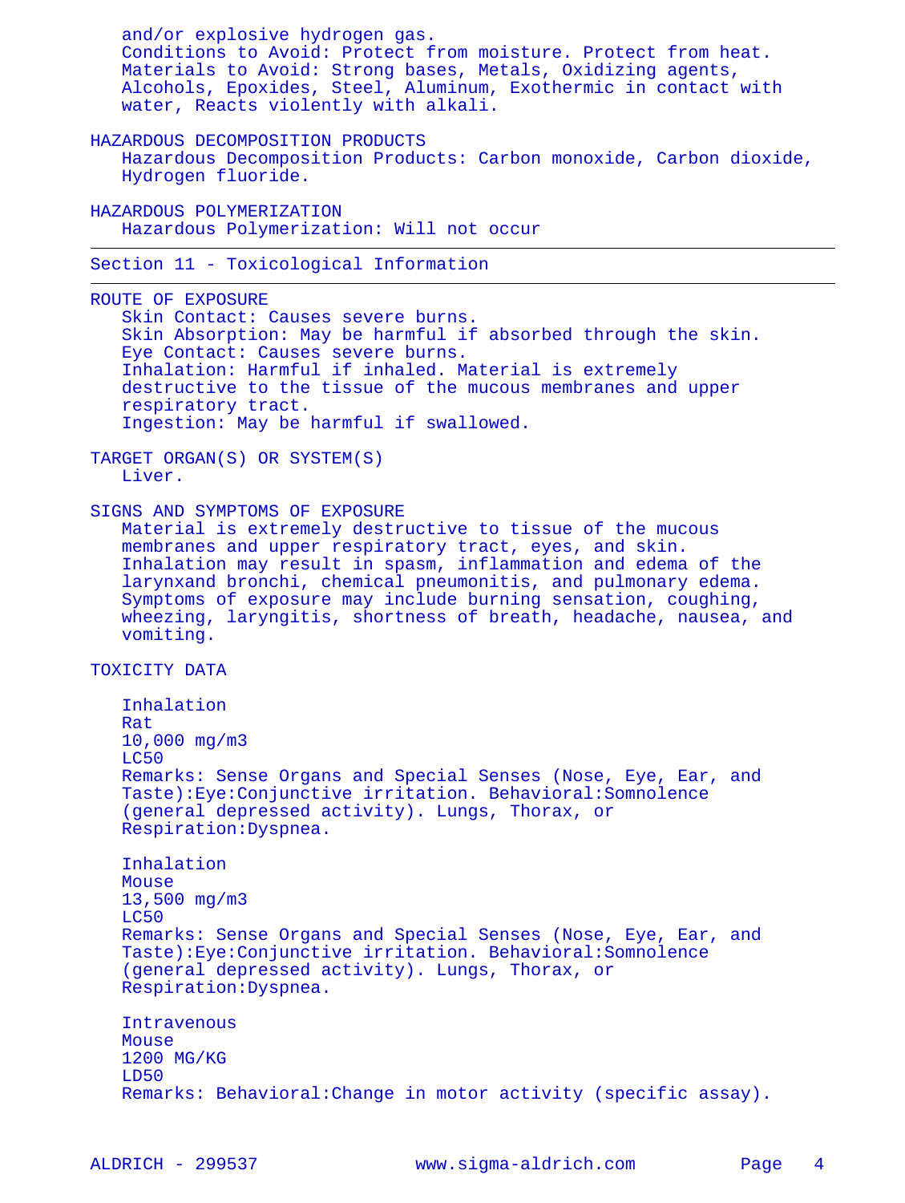and/or explosive hydrogen gas.
Conditions to Avoid: Protect from moisture. Protect from heat.
Materials to Avoid: Strong bases, Metals, Oxidizing agents, Alcohols, Epoxides, Steel, Aluminum, Exothermic in contact with water, Reacts violently with alkali.

### HAZARDOUS DECOMPOSITION PRODUCTS

Hazardous Decomposition Products: Carbon monoxide, Carbon dioxide, Hydrogen fluoride.

### HAZARDOUS POLYMERIZATION

Hazardous Polymerization: Will not occur

## Section 11 - Toxicological Information

### ROUTE OF EXPOSURE

Skin Contact: Causes severe burns.
Skin Absorption: May be harmful if absorbed through the skin.
Eye Contact: Causes severe burns.
Inhalation: Harmful if inhaled. Material is extremely destructive to the tissue of the mucous membranes and upper respiratory tract.
Ingestion: May be harmful if swallowed.

### TARGET ORGAN(S) OR SYSTEM(S)

Liver.

### SIGNS AND SYMPTOMS OF EXPOSURE

Material is extremely destructive to tissue of the mucous membranes and upper respiratory tract, eyes, and skin. Inhalation may result in spasm, inflammation and edema of the larynxand bronchi, chemical pneumonitis, and pulmonary edema. Symptoms of exposure may include burning sensation, coughing, wheezing, laryngitis, shortness of breath, headache, nausea, and vomiting.

### TOXICITY DATA

Inhalation
Rat
10,000 mg/m3
LC50
Remarks: Sense Organs and Special Senses (Nose, Eye, Ear, and Taste):Eye:Conjunctive irritation. Behavioral:Somnolence (general depressed activity). Lungs, Thorax, or Respiration:Dyspnea.

Inhalation
Mouse
13,500 mg/m3
LC50
Remarks: Sense Organs and Special Senses (Nose, Eye, Ear, and Taste):Eye:Conjunctive irritation. Behavioral:Somnolence (general depressed activity). Lungs, Thorax, or Respiration:Dyspnea.

Intravenous
Mouse
1200 MG/KG
LD50
Remarks: Behavioral:Change in motor activity (specific assay).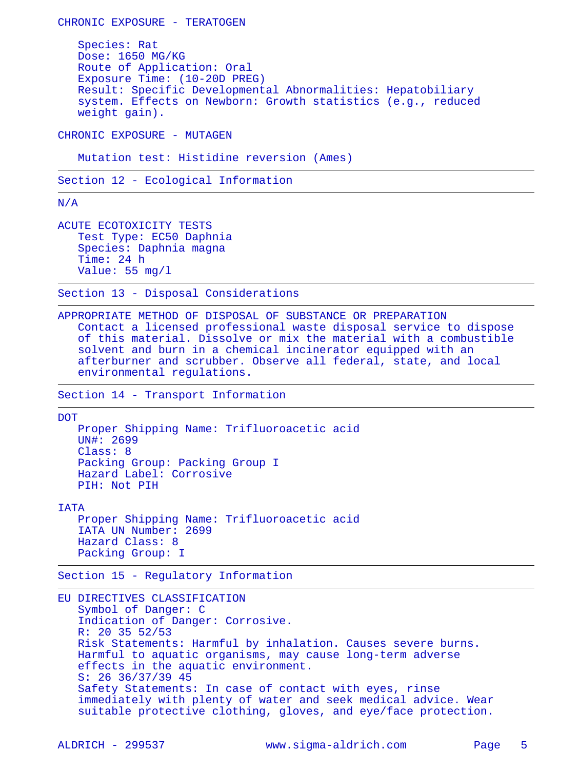CHRONIC EXPOSURE - TERATOGEN

Species: Rat
Dose: 1650 MG/KG
Route of Application: Oral
Exposure Time: (10-20D PREG)
Result: Specific Developmental Abnormalities: Hepatobiliary system. Effects on Newborn: Growth statistics (e.g., reduced weight gain).

CHRONIC EXPOSURE - MUTAGEN

Mutation test: Histidine reversion (Ames)

## Section 12 - Ecological Information

N/A

ACUTE ECOTOXICITY TESTS
Test Type: EC50 Daphnia
Species: Daphnia magna
Time: 24 h
Value: 55 mg/l

## Section 13 - Disposal Considerations

APPROPRIATE METHOD OF DISPOSAL OF SUBSTANCE OR PREPARATION
Contact a licensed professional waste disposal service to dispose of this material. Dissolve or mix the material with a combustible solvent and burn in a chemical incinerator equipped with an afterburner and scrubber. Observe all federal, state, and local environmental regulations.

## Section 14 - Transport Information

DOT
Proper Shipping Name: Trifluoroacetic acid
UN#: 2699
Class: 8
Packing Group: Packing Group I
Hazard Label: Corrosive
PIH: Not PIH

IATA
Proper Shipping Name: Trifluoroacetic acid
IATA UN Number: 2699
Hazard Class: 8
Packing Group: I

## Section 15 - Regulatory Information

EU DIRECTIVES CLASSIFICATION
Symbol of Danger: C
Indication of Danger: Corrosive.
R: 20 35 52/53
Risk Statements: Harmful by inhalation. Causes severe burns. Harmful to aquatic organisms, may cause long-term adverse effects in the aquatic environment.
S: 26 36/37/39 45
Safety Statements: In case of contact with eyes, rinse immediately with plenty of water and seek medical advice. Wear suitable protective clothing, gloves, and eye/face protection.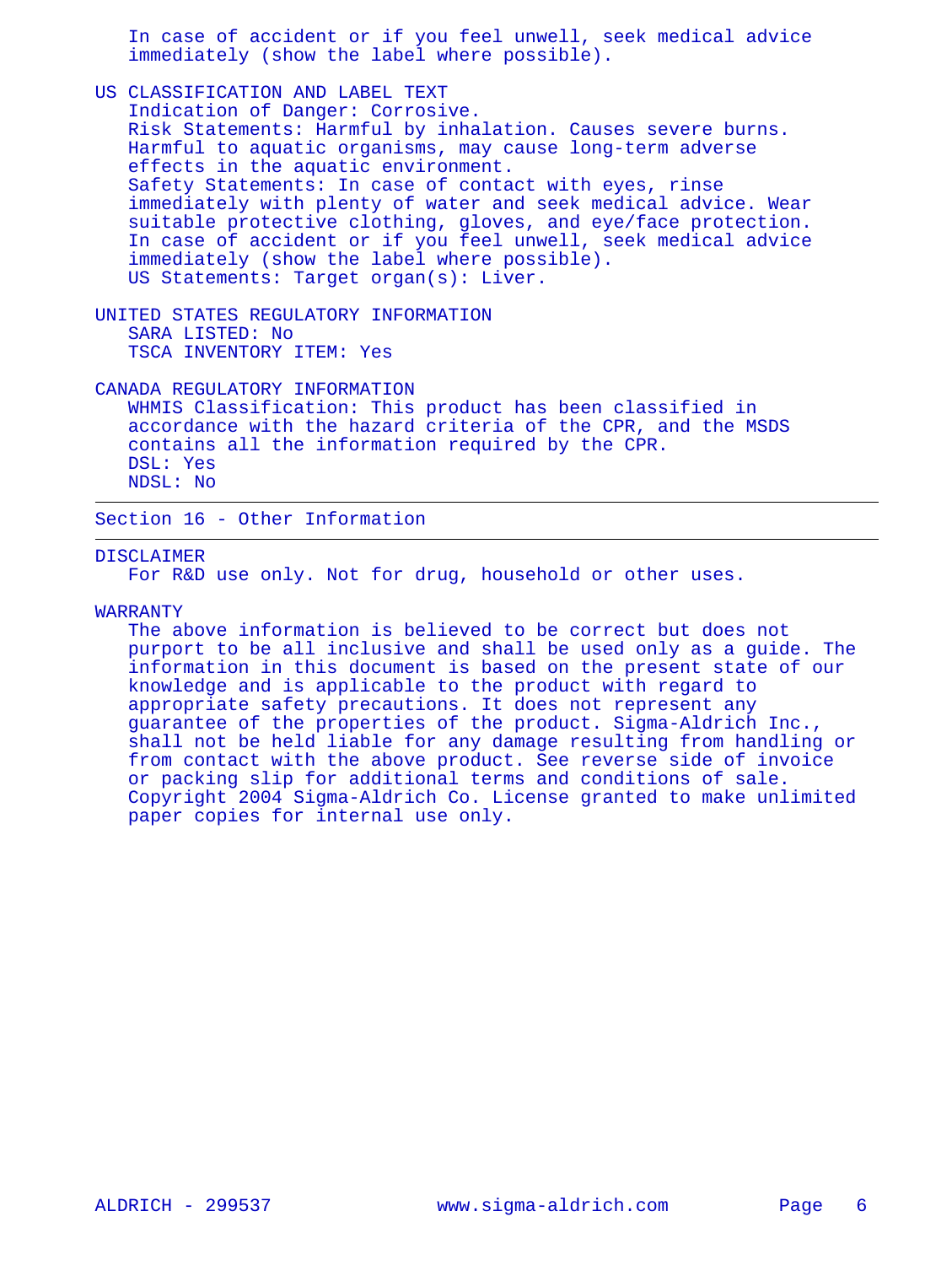In case of accident or if you feel unwell, seek medical advice immediately (show the label where possible).

### US CLASSIFICATION AND LABEL TEXT

Indication of Danger: Corrosive.
Risk Statements: Harmful by inhalation. Causes severe burns. Harmful to aquatic organisms, may cause long-term adverse effects in the aquatic environment.
Safety Statements: In case of contact with eyes, rinse immediately with plenty of water and seek medical advice. Wear suitable protective clothing, gloves, and eye/face protection. In case of accident or if you feel unwell, seek medical advice immediately (show the label where possible).
US Statements: Target organ(s): Liver.

### UNITED STATES REGULATORY INFORMATION

SARA LISTED: No
TSCA INVENTORY ITEM: Yes

### CANADA REGULATORY INFORMATION

WHMIS Classification: This product has been classified in accordance with the hazard criteria of the CPR, and the MSDS contains all the information required by the CPR.
DSL: Yes
NDSL: No

## Section 16 - Other Information

### DISCLAIMER

For R&D use only. Not for drug, household or other uses.

### WARRANTY

The above information is believed to be correct but does not purport to be all inclusive and shall be used only as a guide. The information in this document is based on the present state of our knowledge and is applicable to the product with regard to appropriate safety precautions. It does not represent any guarantee of the properties of the product. Sigma-Aldrich Inc., shall not be held liable for any damage resulting from handling or from contact with the above product. See reverse side of invoice or packing slip for additional terms and conditions of sale. Copyright 2004 Sigma-Aldrich Co. License granted to make unlimited paper copies for internal use only.